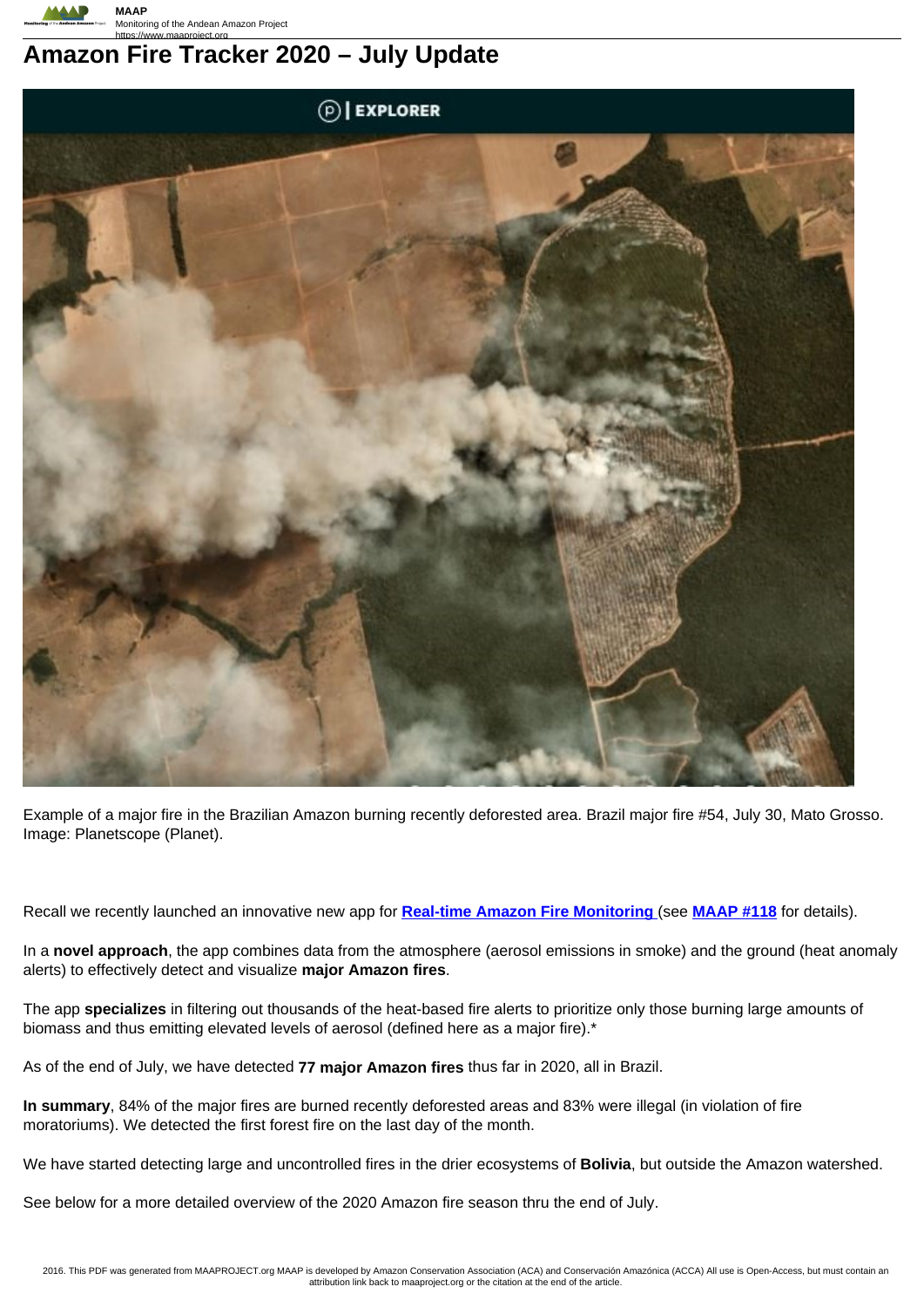# Amazon Fire Tracker 2020 – July Update

Example of a major fire in the Brazilian Amazon burning recently deforested area. Brazil major fire #54, July 30, Mato Grosso. Image: Planetscope (Planet).

Recall we recently launched an innovative new app for **Real-time Amazon Fire Monitoring** (see **MAAP #118** for details).

In a **novel approach**, the app combines data from the atmosphere (aerosol emissions in smoke) and the ground (heat anomaly alerts) to effectively detect and visualize **major Amazon fires**.

The app **specializes** in filtering out thousands of the heat-based fire alerts to prioritize only those burning large amounts of biomass and thus emitting elevated levels of aerosol (defined here as a major fire).*

As of the end of July, we have detected **77 major Amazon fires** thus far in 2020, all in Brazil.

**In summary**, 84% of the major fires are burned recently deforested areas and 83% were illegal (in violation of fire moratoriums). We detected the first forest fire on the last day of the month.

We have started detecting large and uncontrolled fires in the drier ecosystems of **Bolivia**, but outside the Amazon watershed.

See below for a more detailed overview of the 2020 Amazon fire season thru the end of July.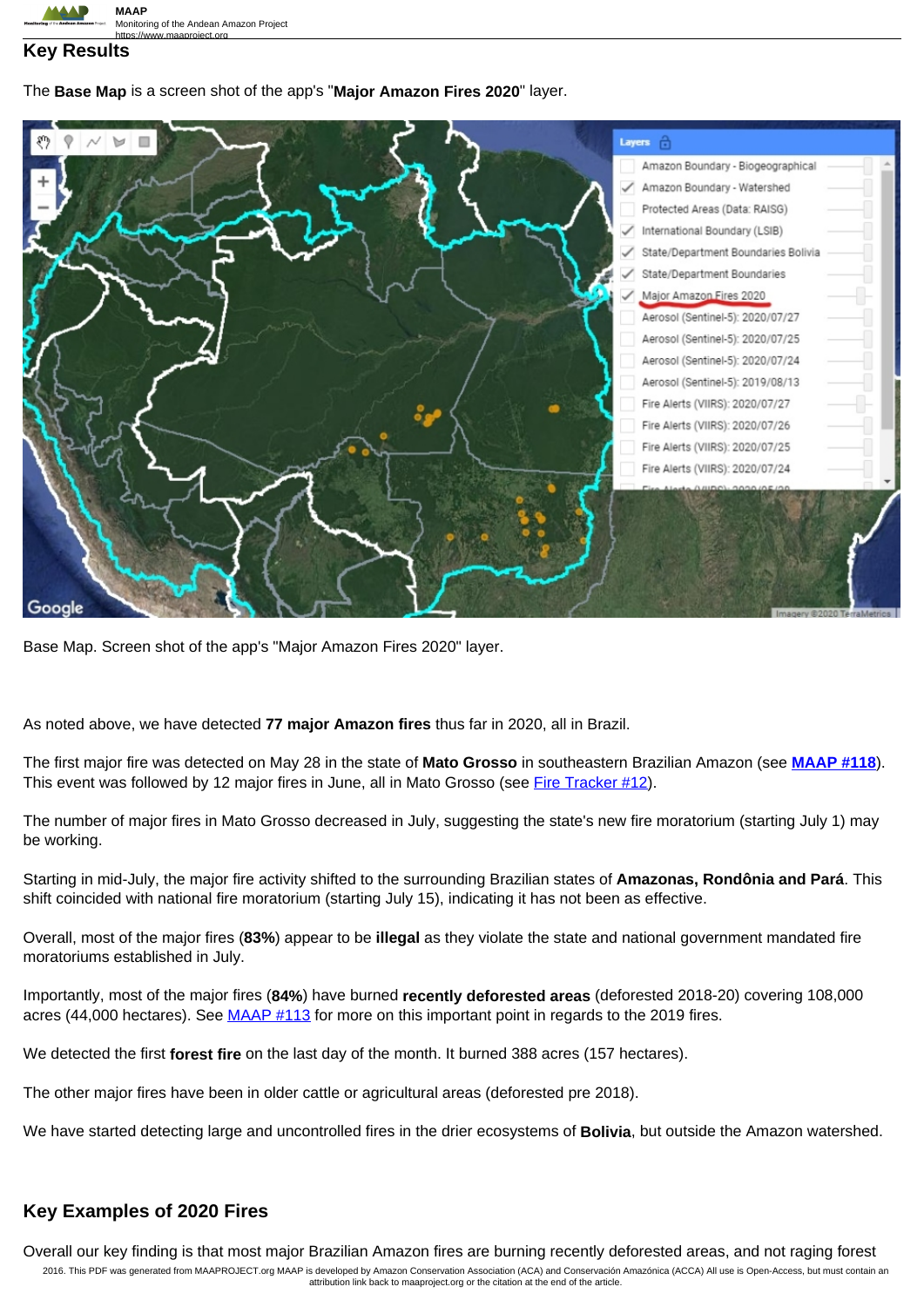## Key Results

The **Base Map** is a screen shot of the app's "**Major Amazon Fires 2020**" layer.

Base Map. Screen shot of the app's "Major Amazon Fires 2020" layer.

As noted above, we have detected **77 major Amazon fires** thus far in 2020, all in Brazil.

The first major fire was detected on May 28 in the state of **Mato Grosso** in southeastern Brazilian Amazon (see **MAAP #118**). This event was followed by 12 major fires in June, all in Mato Grosso (see Fire Tracker #12).

The number of major fires in Mato Grosso decreased in July, suggesting the state's new fire moratorium (starting July 1) may be working.

Starting in mid-July, the major fire activity shifted to the surrounding Brazilian states of **Amazonas, Rondônia and Pará**. This shift coincided with national fire moratorium (starting July 15), indicating it has not been as effective.

Overall, most of the major fires (**83%**) appear to be **illegal** as they violate the state and national government mandated fire moratoriums established in July.

Importantly, most of the major fires (**84%**) have burned **recently deforested areas** (deforested 2018-20) covering 108,000 acres (44,000 hectares). See MAAP #113 for more on this important point in regards to the 2019 fires.

We detected the first **forest fire** on the last day of the month. It burned 388 acres (157 hectares).

The other major fires have been in older cattle or agricultural areas (deforested pre 2018).

We have started detecting large and uncontrolled fires in the drier ecosystems of **Bolivia**, but outside the Amazon watershed.

## Key Examples of 2020 Fires

Overall our key finding is that most major Brazilian Amazon fires are burning recently deforested areas, and not raging forest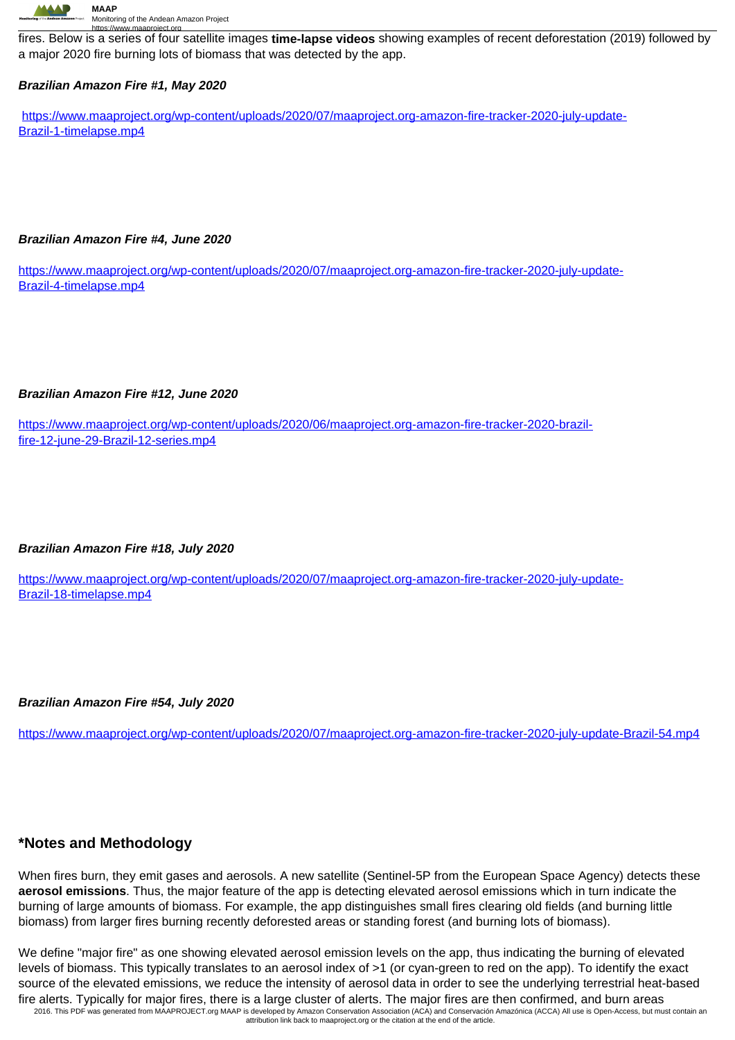fires. Below is a series of four satellite images **time-lapse videos** showing examples of recent deforestation (2019) followed by a major 2020 fire burning lots of biomass that was detected by the app.

***Brazilian Amazon Fire #1, May 2020***

https://www.maaproject.org/wp-content/uploads/2020/07/maaproject.org-amazon-fire-tracker-2020-july-update-Brazil-1-timelapse.mp4

***Brazilian Amazon Fire #4, June 2020***

https://www.maaproject.org/wp-content/uploads/2020/07/maaproject.org-amazon-fire-tracker-2020-july-update-Brazil-4-timelapse.mp4

***Brazilian Amazon Fire #12, June 2020***

https://www.maaproject.org/wp-content/uploads/2020/06/maaproject.org-amazon-fire-tracker-2020-brazil-fire-12-june-29-Brazil-12-series.mp4

***Brazilian Amazon Fire #18, July 2020***

https://www.maaproject.org/wp-content/uploads/2020/07/maaproject.org-amazon-fire-tracker-2020-july-update-Brazil-18-timelapse.mp4

***Brazilian Amazon Fire #54, July 2020***

https://www.maaproject.org/wp-content/uploads/2020/07/maaproject.org-amazon-fire-tracker-2020-july-update-Brazil-54.mp4

## *Notes and Methodology

When fires burn, they emit gases and aerosols. A new satellite (Sentinel-5P from the European Space Agency) detects these **aerosol emissions**. Thus, the major feature of the app is detecting elevated aerosol emissions which in turn indicate the burning of large amounts of biomass. For example, the app distinguishes small fires clearing old fields (and burning little biomass) from larger fires burning recently deforested areas or standing forest (and burning lots of biomass).

We define "major fire" as one showing elevated aerosol emission levels on the app, thus indicating the burning of elevated levels of biomass. This typically translates to an aerosol index of >1 (or cyan-green to red on the app). To identify the exact source of the elevated emissions, we reduce the intensity of aerosol data in order to see the underlying terrestrial heat-based fire alerts. Typically for major fires, there is a large cluster of alerts. The major fires are then confirmed, and burn areas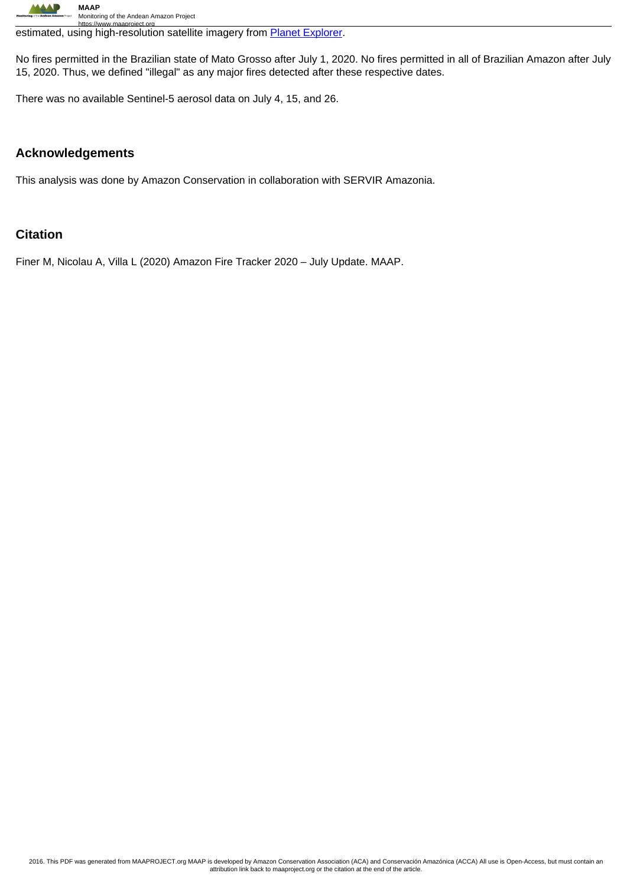estimated, using high-resolution satellite imagery from [Planet Explorer](https://www.planet.com/explorer/).

No fires permitted in the Brazilian state of Mato Grosso after July 1, 2020. No fires permitted in all of Brazilian Amazon after July 15, 2020. Thus, we defined "illegal" as any major fires detected after these respective dates.

There was no available Sentinel-5 aerosol data on July 4, 15, and 26.

## Acknowledgements

This analysis was done by Amazon Conservation in collaboration with SERVIR Amazonia.

## Citation

Finer M, Nicolau A, Villa L (2020) Amazon Fire Tracker 2020 – July Update. MAAP.